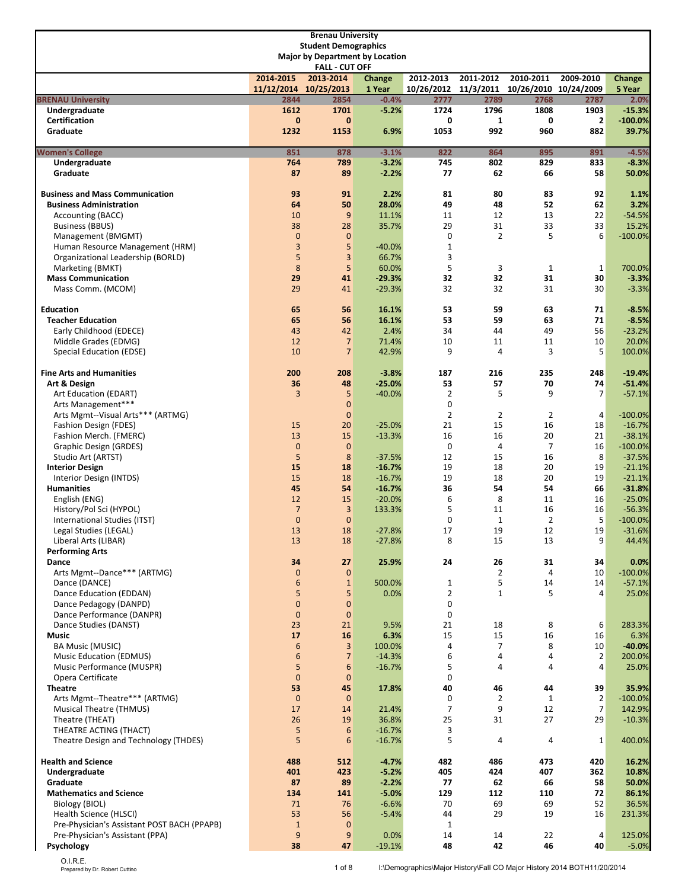# Brenau University
## Student Demographics
### Major by Department by Location
### FALL - CUT OFF

| | 2014-2015 11/12/2014 | 2013-2014 10/25/2013 | Change 1 Year | 2012-2013 10/26/2012 | 2011-2012 11/3/2011 | 2010-2011 10/26/2010 | 2009-2010 10/24/2009 | Change 5 Year |
|---|---|---|---|---|---|---|---|---|
| **BRENAU University** | 2844 | 2854 | -0.4% | 2777 | 2789 | 2768 | 2787 | 2.0% |
| **Undergraduate** | 1612 | 1701 | -5.2% | 1724 | 1796 | 1808 | 1903 | -15.3% |
| **Certification** | 0 | 0 | | 0 | 1 | 0 | 2 | -100.0% |
| **Graduate** | 1232 | 1153 | 6.9% | 1053 | 992 | 960 | 882 | 39.7% |
| | | | | | | | | |
| **Women's College** | 851 | 878 | -3.1% | 822 | 864 | 895 | 891 | -4.5% |
| **Undergraduate** | 764 | 789 | -3.2% | 745 | 802 | 829 | 833 | -8.3% |
| **Graduate** | 87 | 89 | -2.2% | 77 | 62 | 66 | 58 | 50.0% |
| | | | | | | | | |
| **Business and Mass Communication** | 93 | 91 | 2.2% | 81 | 80 | 83 | 92 | 1.1% |
| **Business Administration** | 64 | 50 | 28.0% | 49 | 48 | 52 | 62 | 3.2% |
| Accounting (BACC) | 10 | 9 | 11.1% | 11 | 12 | 13 | 22 | -54.5% |
| Business (BBUS) | 38 | 28 | 35.7% | 29 | 31 | 33 | 33 | 15.2% |
| Management (BMGMT) | 0 | 0 | | 0 | 2 | 5 | 6 | -100.0% |
| Human Resource Management (HRM) | 3 | 5 | -40.0% | 1 | | | | |
| Organizational Leadership (BORLD) | 5 | 3 | 66.7% | 3 | | | | |
| Marketing (BMKT) | 8 | 5 | 60.0% | 5 | 3 | 1 | 1 | 700.0% |
| **Mass Communication** | 29 | 41 | -29.3% | 32 | 32 | 31 | 30 | -3.3% |
| Mass Comm. (MCOM) | 29 | 41 | -29.3% | 32 | 32 | 31 | 30 | -3.3% |
| | | | | | | | | |
| **Education** | 65 | 56 | 16.1% | 53 | 59 | 63 | 71 | -8.5% |
| **Teacher Education** | 65 | 56 | 16.1% | 53 | 59 | 63 | 71 | -8.5% |
| Early Childhood (EDECE) | 43 | 42 | 2.4% | 34 | 44 | 49 | 56 | -23.2% |
| Middle Grades (EDMG) | 12 | 7 | 71.4% | 10 | 11 | 11 | 10 | 20.0% |
| Special Education (EDSE) | 10 | 7 | 42.9% | 9 | 4 | 3 | 5 | 100.0% |
| | | | | | | | | |
| **Fine Arts and Humanities** | 200 | 208 | -3.8% | 187 | 216 | 235 | 248 | -19.4% |
| **Art & Design** | 36 | 48 | -25.0% | 53 | 57 | 70 | 74 | -51.4% |
| Art Education (EDART) | 3 | 5 | -40.0% | 2 | 5 | 9 | 7 | -57.1% |
| Arts Management*** | | 0 | | 0 | | | | |
| Arts Mgmt--Visual Arts*** (ARTMG) | | 0 | | 2 | 2 | 2 | 4 | -100.0% |
| Fashion Design (FDES) | 15 | 20 | -25.0% | 21 | 15 | 16 | 18 | -16.7% |
| Fashion Merch. (FMERC) | 13 | 15 | -13.3% | 16 | 16 | 20 | 21 | -38.1% |
| Graphic Design (GRDES) | 0 | 0 | | 0 | 4 | 7 | 16 | -100.0% |
| Studio Art (ARTST) | 5 | 8 | -37.5% | 12 | 15 | 16 | 8 | -37.5% |
| **Interior Design** | 15 | 18 | -16.7% | 19 | 18 | 20 | 19 | -21.1% |
| Interior Design (INTDS) | 15 | 18 | -16.7% | 19 | 18 | 20 | 19 | -21.1% |
| **Humanities** | 45 | 54 | -16.7% | 36 | 54 | 54 | 66 | -31.8% |
| English (ENG) | 12 | 15 | -20.0% | 6 | 8 | 11 | 16 | -25.0% |
| History/Pol Sci (HYPOL) | 7 | 3 | 133.3% | 5 | 11 | 16 | 16 | -56.3% |
| International Studies (ITST) | 0 | 0 | | 0 | 1 | 2 | 5 | -100.0% |
| Legal Studies (LEGAL) | 13 | 18 | -27.8% | 17 | 19 | 12 | 19 | -31.6% |
| Liberal Arts (LIBAR) | 13 | 18 | -27.8% | 8 | 15 | 13 | 9 | 44.4% |
| **Performing Arts** | | | | | | | | |
| **Dance** | 34 | 27 | 25.9% | 24 | 26 | 31 | 34 | 0.0% |
| Arts Mgmt--Dance*** (ARTMG) | 0 | 0 | | | 2 | 4 | 10 | -100.0% |
| Dance (DANCE) | 6 | 1 | 500.0% | 1 | 5 | 14 | 14 | -57.1% |
| Dance Education (EDDAN) | 5 | 5 | 0.0% | 2 | 1 | 5 | 4 | 25.0% |
| Dance Pedagogy (DANPD) | 0 | 0 | | 0 | | | | |
| Dance Performance (DANPR) | 0 | 0 | | 0 | | | | |
| Dance Studies (DANST) | 23 | 21 | 9.5% | 21 | 18 | 8 | 6 | 283.3% |
| **Music** | 17 | 16 | 6.3% | 15 | 15 | 16 | 16 | 6.3% |
| BA Music (MUSIC) | 6 | 3 | 100.0% | 4 | 7 | 8 | 10 | -40.0% |
| Music Education (EDMUS) | 6 | 7 | -14.3% | 6 | 4 | 4 | 2 | 200.0% |
| Music Performance (MUSPR) | 5 | 6 | -16.7% | 5 | 4 | 4 | 4 | 25.0% |
| Opera Certificate | 0 | 0 | | 0 | | | | |
| **Theatre** | 53 | 45 | 17.8% | 40 | 46 | 44 | 39 | 35.9% |
| Arts Mgmt--Theatre*** (ARTMG) | 0 | 0 | | 0 | 2 | 1 | 2 | -100.0% |
| Musical Theatre (THMUS) | 17 | 14 | 21.4% | 7 | 9 | 12 | 7 | 142.9% |
| Theatre (THEAT) | 26 | 19 | 36.8% | 25 | 31 | 27 | 29 | -10.3% |
| THEATRE ACTING (THACT) | 5 | 6 | -16.7% | 3 | | | | |
| Theatre Design and Technology (THDES) | 5 | 6 | -16.7% | 5 | 4 | 4 | 1 | 400.0% |
| | | | | | | | | |
| **Health and Science** | 488 | 512 | -4.7% | 482 | 486 | 473 | 420 | 16.2% |
| **Undergraduate** | 401 | 423 | -5.2% | 405 | 424 | 407 | 362 | 10.8% |
| **Graduate** | 87 | 89 | -2.2% | 77 | 62 | 66 | 58 | 50.0% |
| **Mathematics and Science** | 134 | 141 | -5.0% | 129 | 112 | 110 | 72 | 86.1% |
| Biology (BIOL) | 71 | 76 | -6.6% | 70 | 69 | 69 | 52 | 36.5% |
| Health Science (HLSCI) | 53 | 56 | -5.4% | 44 | 29 | 19 | 16 | 231.3% |
| Pre-Physician's Assistant POST BACH (PPAPB) | 1 | 0 | | 1 | | | | |
| Pre-Physician's Assistant (PPA) | 9 | 9 | 0.0% | 14 | 14 | 22 | 4 | 125.0% |
| **Psychology** | 38 | 47 | -19.1% | 48 | 42 | 46 | 40 | -5.0% |

O.I.R.E.
Prepared by Dr. Robert Cuttino

I:\Demographics\Major History\Fall CO Major History 2014 BOTH11/20/2014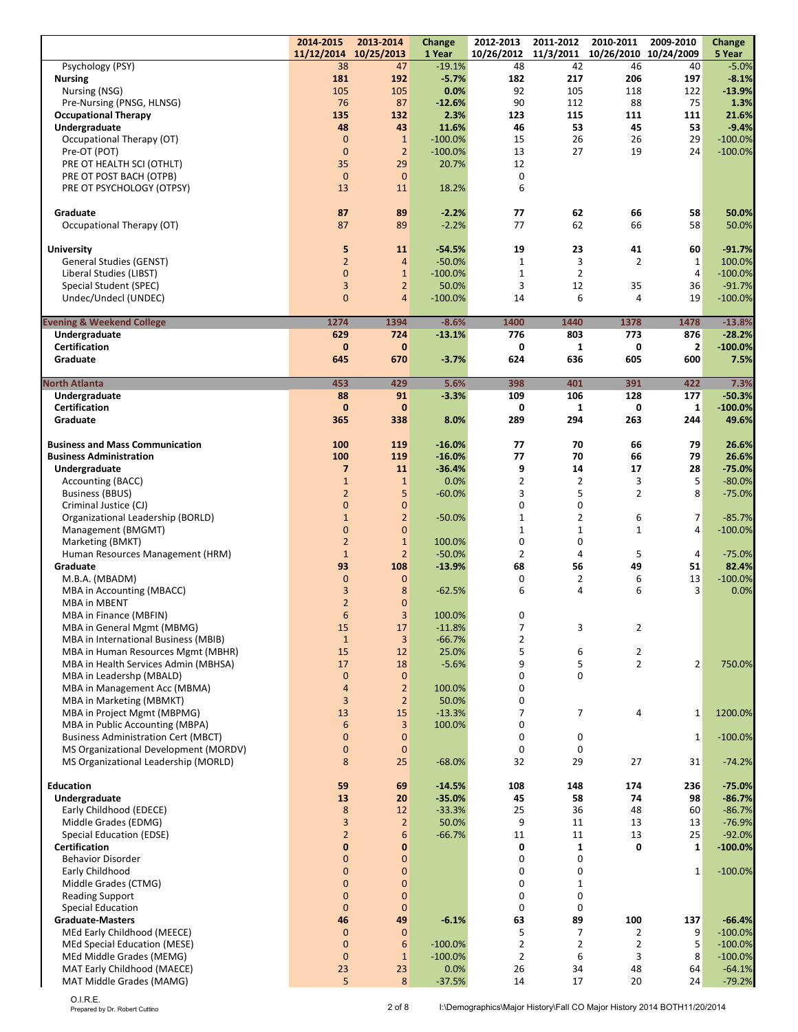| | 2014-2015 11/12/2014 | 2013-2014 10/25/2013 | Change 1 Year | 2012-2013 10/26/2012 | 2011-2012 11/3/2011 | 2010-2011 10/26/2010 | 2009-2010 10/24/2009 | Change 5 Year |
|---|---|---|---|---|---|---|---|---|
| Psychology (PSY) | 38 | 47 | -19.1% | 48 | 42 | 46 | 40 | -5.0% |
| **Nursing** | **181** | **192** | **-5.7%** | **182** | **217** | **206** | **197** | **-8.1%** |
| Nursing (NSG) | 105 | 105 | 0.0% | 92 | 105 | 118 | 122 | -13.9% |
| Pre-Nursing (PNSG, HLNSG) | 76 | 87 | -12.6% | 90 | 112 | 88 | 75 | 1.3% |
| **Occupational Therapy** | **135** | **132** | **2.3%** | **123** | **115** | **111** | **111** | **21.6%** |
| **Undergraduate** | **48** | **43** | **11.6%** | **46** | **53** | **45** | **53** | **-9.4%** |
| Occupational Therapy (OT) | 0 | 1 | -100.0% | 15 | 26 | 26 | 29 | -100.0% |
| Pre-OT (POT) | 0 | 2 | -100.0% | 13 | 27 | 19 | 24 | -100.0% |
| PRE OT HEALTH SCI (OTHLT) | 35 | 29 | 20.7% | 12 | | | | |
| PRE OT POST BACH (OTPB) | 0 | 0 | | 0 | | | | |
| PRE OT PSYCHOLOGY (OTPSY) | 13 | 11 | 18.2% | 6 | | | | |
| **Graduate** | **87** | **89** | **-2.2%** | **77** | **62** | **66** | **58** | **50.0%** |
| Occupational Therapy (OT) | 87 | 89 | -2.2% | 77 | 62 | 66 | 58 | 50.0% |
| **University** | **5** | **11** | **-54.5%** | **19** | **23** | **41** | **60** | **-91.7%** |
| General Studies (GENST) | 2 | 4 | -50.0% | 1 | 3 | 2 | 1 | 100.0% |
| Liberal Studies (LIBST) | 0 | 1 | -100.0% | 1 | 2 | | 4 | -100.0% |
| Special Student (SPEC) | 3 | 2 | 50.0% | 3 | 12 | 35 | 36 | -91.7% |
| Undec/Undecl (UNDEC) | 0 | 4 | -100.0% | 14 | 6 | 4 | 19 | -100.0% |
| **Evening & Weekend College** | **1274** | **1394** | **-8.6%** | **1400** | **1440** | **1378** | **1478** | **-13.8%** |
| **Undergraduate** | **629** | **724** | **-13.1%** | **776** | **803** | **773** | **876** | **-28.2%** |
| **Certification** | **0** | **0** | | **0** | **1** | **0** | **2** | **-100.0%** |
| **Graduate** | **645** | **670** | **-3.7%** | **624** | **636** | **605** | **600** | **7.5%** |
| **North Atlanta** | **453** | **429** | **5.6%** | **398** | **401** | **391** | **422** | **7.3%** |
| **Undergraduate** | **88** | **91** | **-3.3%** | **109** | **106** | **128** | **177** | **-50.3%** |
| **Certification** | **0** | **0** | | **0** | **1** | **0** | **1** | **-100.0%** |
| **Graduate** | **365** | **338** | **8.0%** | **289** | **294** | **263** | **244** | **49.6%** |
| **Business and Mass Communication** | **100** | **119** | **-16.0%** | **77** | **70** | **66** | **79** | **26.6%** |
| **Business Administration** | **100** | **119** | **-16.0%** | **77** | **70** | **66** | **79** | **26.6%** |
| **Undergraduate** | **7** | **11** | **-36.4%** | **9** | **14** | **17** | **28** | **-75.0%** |
| Accounting (BACC) | 1 | 1 | 0.0% | 2 | 2 | 3 | 5 | -80.0% |
| Business (BBUS) | 2 | 5 | -60.0% | 3 | 5 | 2 | 8 | -75.0% |
| Criminal Justice (CJ) | 0 | 0 | | 0 | 0 | | | |
| Organizational Leadership (BORLD) | 1 | 2 | -50.0% | 1 | 2 | 6 | 7 | -85.7% |
| Management (BMGMT) | 0 | 0 | | 1 | 1 | 1 | 4 | -100.0% |
| Marketing (BMKT) | 2 | 1 | 100.0% | 0 | 0 | | | |
| Human Resources Management (HRM) | 1 | 2 | -50.0% | 2 | 4 | 5 | 4 | -75.0% |
| **Graduate** | **93** | **108** | **-13.9%** | **68** | **56** | **49** | **51** | **82.4%** |
| M.B.A. (MBADM) | 0 | 0 | | 0 | 2 | 6 | 13 | -100.0% |
| MBA in Accounting (MBACC) | 3 | 8 | -62.5% | 6 | 4 | 6 | 3 | 0.0% |
| MBA in MBENT | 2 | 0 | | | | | | |
| MBA in Finance (MBFIN) | 6 | 3 | 100.0% | 0 | | | | |
| MBA in General Mgmt (MBMG) | 15 | 17 | -11.8% | 7 | 3 | 2 | | |
| MBA in International Business (MBIB) | 1 | 3 | -66.7% | 2 | | | | |
| MBA in Human Resources Mgmt (MBHR) | 15 | 12 | 25.0% | 5 | 6 | 2 | | |
| MBA in Health Services Admin (MBHSA) | 17 | 18 | -5.6% | 9 | 5 | 2 | 2 | 750.0% |
| MBA in Leadershp (MBALD) | 0 | 0 | | 0 | 0 | | | |
| MBA in Management Acc (MBMA) | 4 | 2 | 100.0% | 0 | | | | |
| MBA in Marketing (MBMKT) | 3 | 2 | 50.0% | 0 | | | | |
| MBA in Project Mgmt (MBPMG) | 13 | 15 | -13.3% | 7 | 7 | 4 | 1 | 1200.0% |
| MBA in Public Accounting (MBPA) | 6 | 3 | 100.0% | 0 | | | | |
| Business Administration Cert (MBCT) | 0 | 0 | | 0 | 0 | | 1 | -100.0% |
| MS Organizational Development (MORDV) | 0 | 0 | | 0 | 0 | | | |
| MS Organizational Leadership (MORLD) | 8 | 25 | -68.0% | 32 | 29 | 27 | 31 | -74.2% |
| **Education** | **59** | **69** | **-14.5%** | **108** | **148** | **174** | **236** | **-75.0%** |
| **Undergraduate** | **13** | **20** | **-35.0%** | **45** | **58** | **74** | **98** | **-86.7%** |
| Early Childhood (EDECE) | 8 | 12 | -33.3% | 25 | 36 | 48 | 60 | -86.7% |
| Middle Grades (EDMG) | 3 | 2 | 50.0% | 9 | 11 | 13 | 13 | -76.9% |
| Special Education (EDSE) | 2 | 6 | -66.7% | 11 | 11 | 13 | 25 | -92.0% |
| **Certification** | **0** | **0** | | **0** | **1** | **0** | **1** | **-100.0%** |
| Behavior Disorder | 0 | 0 | | 0 | 0 | | | |
| Early Childhood | 0 | 0 | | 0 | 0 | | 1 | -100.0% |
| Middle Grades (CTMG) | 0 | 0 | | 0 | 1 | | | |
| Reading Support | 0 | 0 | | 0 | 0 | | | |
| Special Education | 0 | 0 | | 0 | 0 | | | |
| **Graduate-Masters** | **46** | **49** | **-6.1%** | **63** | **89** | **100** | **137** | **-66.4%** |
| MEd Early Childhood (MEECE) | 0 | 0 | | 5 | 7 | 2 | 9 | -100.0% |
| MEd Special Education (MESE) | 0 | 6 | -100.0% | 2 | 2 | 2 | 5 | -100.0% |
| MEd Middle Grades (MEMG) | 0 | 1 | -100.0% | 2 | 6 | 3 | 8 | -100.0% |
| MAT Early Childhood (MAECE) | 23 | 23 | 0.0% | 26 | 34 | 48 | 64 | -64.1% |
| MAT Middle Grades (MAMG) | 5 | 8 | -37.5% | 14 | 17 | 20 | 24 | -79.2% |

O.I.R.E.
Prepared by Dr. Robert Cuttino

I:\Demographics\Major History\Fall CO Major History 2014 BOTH11/20/2014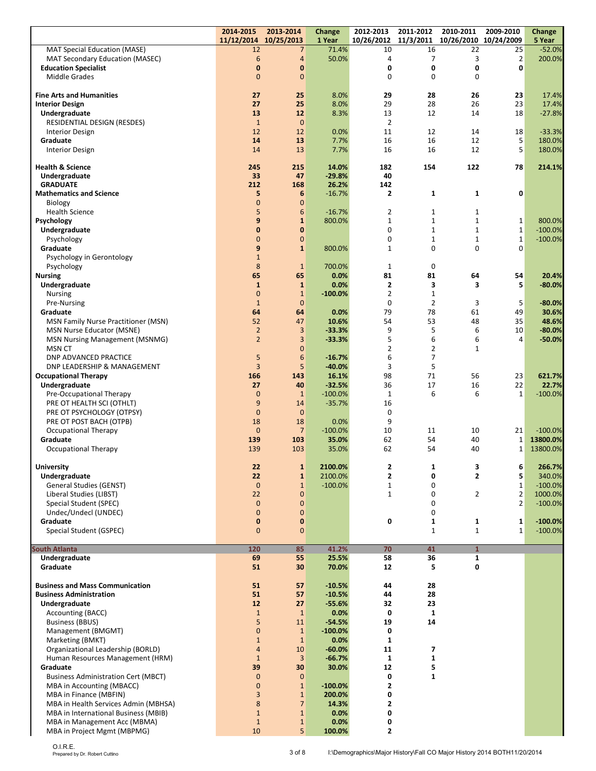| | 2014-2015 11/12/2014 | 2013-2014 10/25/2013 | Change 1 Year | 2012-2013 10/26/2012 | 2011-2012 11/3/2011 | 2010-2011 10/26/2010 | 2009-2010 10/24/2009 | Change 5 Year |
|---|---|---|---|---|---|---|---|---|
| MAT Special Education (MASE) | 12 | 7 | 71.4% | 10 | 16 | 22 | 25 | -52.0% |
| MAT Secondary Education (MASEC) | 6 | 4 | 50.0% | 4 | 7 | 3 | 2 | 200.0% |
| **Education Specialist** | **0** | **0** | | **0** | **0** | **0** | **0** | |
| Middle Grades | 0 | 0 | | 0 | 0 | 0 | | |
| | | | | | | | | |
| **Fine Arts and Humanities** | **27** | **25** | **8.0%** | **29** | **28** | **26** | **23** | 17.4% |
| **Interior Design** | **27** | **25** | **8.0%** | 29 | 28 | 26 | 23 | 17.4% |
| **Undergraduate** | **13** | **12** | **8.3%** | 13 | 12 | 14 | 18 | -27.8% |
| RESIDENTIAL DESIGN (RESDES) | 1 | 0 | | 2 | | | | |
| Interior Design | 12 | 12 | 0.0% | 11 | 12 | 14 | 18 | -33.3% |
| **Graduate** | **14** | **13** | **7.7%** | 16 | 16 | 12 | 5 | 180.0% |
| Interior Design | 14 | 13 | 7.7% | 16 | 16 | 12 | 5 | 180.0% |
| | | | | | | | | |
| **Health & Science** | **245** | **215** | **14.0%** | **182** | **154** | **122** | **78** | **214.1%** |
| **Undergraduate** | **33** | **47** | **-29.8%** | **40** | | | | |
| **GRADUATE** | **212** | **168** | **26.2%** | **142** | | | | |
| **Mathematics and Science** | **5** | **6** | **-16.7%** | **2** | **1** | **1** | **0** | |
| Biology | 0 | 0 | | | | | | |
| Health Science | 5 | 6 | -16.7% | 2 | 1 | 1 | | |
| **Psychology** | **9** | **1** | **800.0%** | 1 | 1 | 1 | 1 | 800.0% |
| **Undergraduate** | **0** | **0** | | 0 | 1 | 1 | 1 | -100.0% |
| Psychology | 0 | 0 | | 0 | 1 | 1 | 1 | -100.0% |
| **Graduate** | **9** | **1** | **800.0%** | 1 | 0 | 0 | 0 | |
| Psychology in Gerontology | 1 | | | | | | | |
| Psychology | 8 | 1 | 700.0% | 1 | 0 | | | |
| **Nursing** | **65** | **65** | **0.0%** | **81** | **81** | **64** | **54** | **20.4%** |
| **Undergraduate** | **1** | **1** | **0.0%** | **2** | **3** | **3** | **5** | **-80.0%** |
| Nursing | 0 | 1 | **-100.0%** | 2 | 1 | | | |
| Pre-Nursing | 1 | 0 | | 0 | 2 | 3 | 5 | **-80.0%** |
| **Graduate** | **64** | **64** | **0.0%** | 79 | 78 | 61 | 49 | **30.6%** |
| MSN Family Nurse Practitioner (MSN) | 52 | 47 | **10.6%** | 54 | 53 | 48 | 35 | **48.6%** |
| MSN Nurse Educator (MSNE) | 2 | 3 | **-33.3%** | 9 | 5 | 6 | 10 | **-80.0%** |
| MSN Nursing Management (MSNMG) | 2 | 3 | **-33.3%** | 5 | 6 | 6 | 4 | **-50.0%** |
| MSN CT | | 0 | | 2 | 2 | 1 | | |
| DNP ADVANCED PRACTICE | 5 | 6 | **-16.7%** | 6 | 7 | | | |
| DNP LEADERSHIP & MANAGEMENT | 3 | 5 | **-40.0%** | 3 | 5 | | | |
| **Occupational Therapy** | **166** | **143** | **16.1%** | 98 | 71 | 56 | 23 | **621.7%** |
| **Undergraduate** | **27** | **40** | **-32.5%** | 36 | 17 | 16 | 22 | **22.7%** |
| Pre-Occupational Therapy | 0 | 1 | -100.0% | 1 | 6 | 6 | 1 | -100.0% |
| PRE OT HEALTH SCI (OTHLT) | 9 | 14 | -35.7% | 16 | | | | |
| PRE OT PSYCHOLOGY (OTPSY) | 0 | 0 | | 0 | | | | |
| PRE OT POST BACH (OTPB) | 18 | 18 | 0.0% | 9 | | | | |
| Occupational Therapy | 0 | 7 | -100.0% | 10 | 11 | 10 | 21 | -100.0% |
| **Graduate** | **139** | **103** | **35.0%** | 62 | 54 | 40 | 1 | **13800.0%** |
| Occupational Therapy | 139 | 103 | 35.0% | 62 | 54 | 40 | 1 | 13800.0% |
| | | | | | | | | |
| **University** | **22** | **1** | **2100.0%** | **2** | **1** | **3** | **6** | 266.7% |
| **Undergraduate** | **22** | **1** | **2100.0%** | **2** | **0** | **2** | **5** | 340.0% |
| General Studies (GENST) | 0 | 1 | -100.0% | 1 | 0 | | 1 | -100.0% |
| Liberal Studies (LIBST) | 22 | 0 | | 1 | 0 | 2 | 2 | 1000.0% |
| Special Student (SPEC) | 0 | 0 | | | 0 | | 2 | -100.0% |
| Undec/Undecl (UNDEC) | 0 | 0 | | | 0 | | | |
| **Graduate** | **0** | **0** | | **0** | **1** | **1** | **1** | **-100.0%** |
| Special Student (GSPEC) | 0 | 0 | | | 1 | 1 | 1 | -100.0% |
| | | | | | | | | |
| **South Atlanta** | **120** | **85** | **41.2%** | **70** | **41** | **1** | | |
| **Undergraduate** | **69** | **55** | **25.5%** | **58** | **36** | **1** | | |
| **Graduate** | **51** | **30** | **70.0%** | **12** | **5** | **0** | | |
| | | | | | | | | |
| **Business and Mass Communication** | **51** | **57** | **-10.5%** | **44** | **28** | | | |
| **Business Administration** | **51** | **57** | **-10.5%** | **44** | **28** | | | |
| **Undergraduate** | **12** | **27** | **-55.6%** | **32** | **23** | | | |
| Accounting (BACC) | 1 | 1 | **0.0%** | **0** | **1** | | | |
| Business (BBUS) | 5 | 11 | **-54.5%** | **19** | **14** | | | |
| Management (BMGMT) | 0 | 1 | **-100.0%** | **0** | | | | |
| Marketing (BMKT) | 1 | 1 | **0.0%** | **1** | | | | |
| Organizational Leadership (BORLD) | 4 | 10 | **-60.0%** | **11** | **7** | | | |
| Human Resources Management (HRM) | 1 | 3 | **-66.7%** | **1** | **1** | | | |
| **Graduate** | **39** | **30** | **30.0%** | **12** | **5** | | | |
| Business Administration Cert (MBCT) | 0 | 0 | | **0** | **1** | | | |
| MBA in Accounting (MBACC) | 0 | 1 | **-100.0%** | **2** | | | | |
| MBA in Finance (MBFIN) | 3 | 1 | **200.0%** | **0** | | | | |
| MBA in Health Services Admin (MBHSA) | 8 | 7 | **14.3%** | **2** | | | | |
| MBA in International Business (MBIB) | 1 | 1 | **0.0%** | **0** | | | | |
| MBA in Management Acc (MBMA) | 1 | 1 | **0.0%** | **0** | | | | |
| MBA in Project Mgmt (MBPMG) | 10 | 5 | **100.0%** | **2** | | | | |

O.I.R.E.
Prepared by Dr. Robert Cuttino

I:\Demographics\Major History\Fall CO Major History 2014 BOTH11/20/2014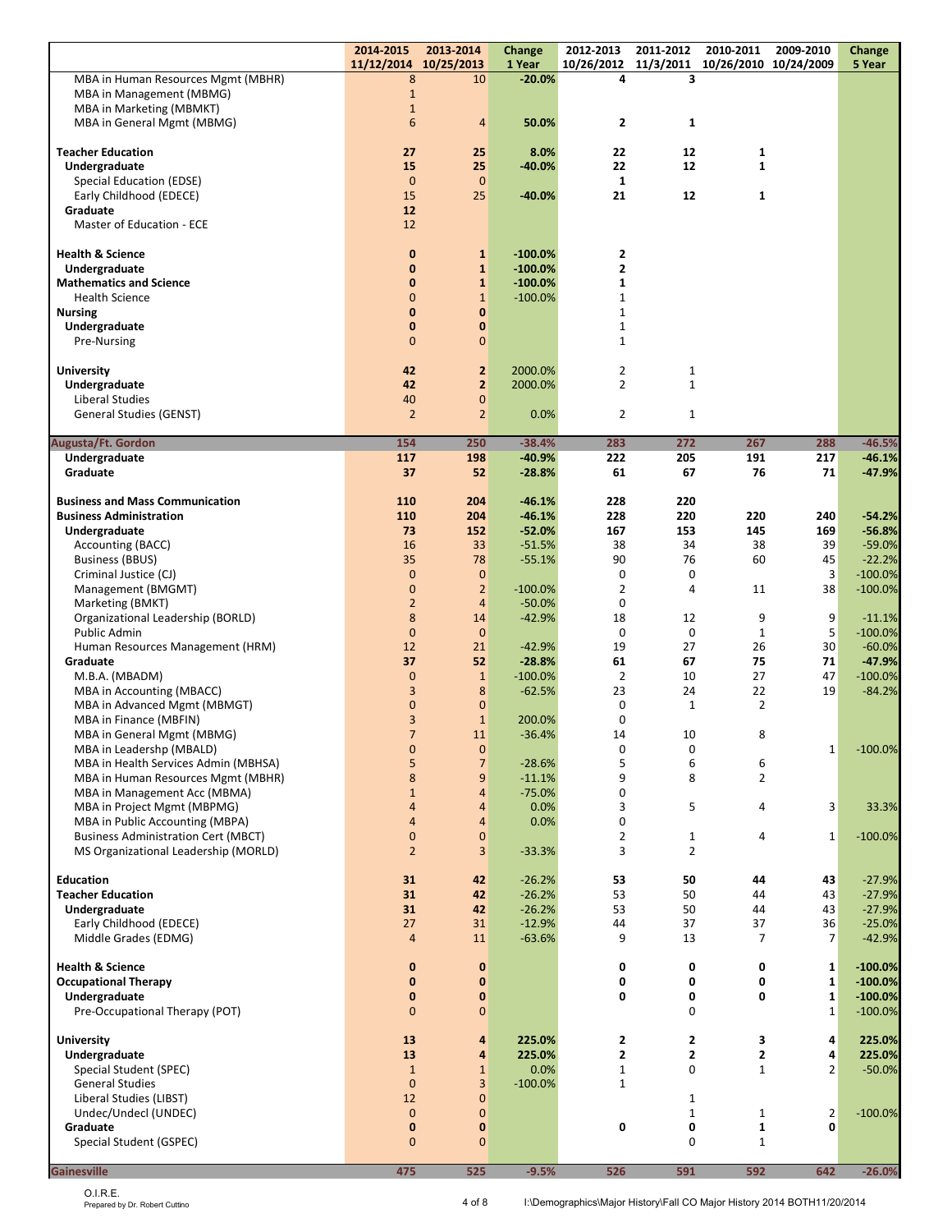| | 2014-2015 11/12/2014 | 2013-2014 10/25/2013 | Change 1 Year | 2012-2013 10/26/2012 | 2011-2012 11/3/2011 | 2010-2011 10/26/2010 | 2009-2010 10/24/2009 | Change 5 Year |
|---|---|---|---|---|---|---|---|---|
| MBA in Human Resources Mgmt (MBHR) | 8 | 10 | -20.0% | 4 | 3 | | | |
| MBA in Management (MBMG) | 1 | | | | | | | |
| MBA in Marketing (MBMKT) | 1 | | | | | | | |
| MBA in General Mgmt (MBMG) | 6 | 4 | 50.0% | 2 | 1 | | | |
| | | | | | | | | |
| **Teacher Education** | **27** | **25** | **8.0%** | **22** | **12** | **1** | | |
| **Undergraduate** | **15** | **25** | **-40.0%** | **22** | **12** | **1** | | |
| Special Education (EDSE) | 0 | 0 | | 1 | | | | |
| Early Childhood (EDECE) | 15 | 25 | -40.0% | 21 | 12 | 1 | | |
| **Graduate** | **12** | | | | | | | |
| Master of Education - ECE | 12 | | | | | | | |
| | | | | | | | | |
| **Health & Science** | **0** | **1** | **-100.0%** | **2** | | | | |
| **Undergraduate** | **0** | **1** | **-100.0%** | **2** | | | | |
| **Mathematics and Science** | **0** | **1** | **-100.0%** | **1** | | | | |
| Health Science | 0 | 1 | -100.0% | 1 | | | | |
| **Nursing** | **0** | **0** | | 1 | | | | |
| **Undergraduate** | **0** | **0** | | 1 | | | | |
| Pre-Nursing | 0 | 0 | | 1 | | | | |
| | | | | | | | | |
| **University** | **42** | **2** | 2000.0% | 2 | 1 | | | |
| **Undergraduate** | **42** | **2** | 2000.0% | 2 | 1 | | | |
| Liberal Studies | 40 | 0 | | | | | | |
| General Studies (GENST) | 2 | 2 | 0.0% | 2 | 1 | | | |
| | | | | | | | | |
| **Augusta/Ft. Gordon** | **154** | **250** | **-38.4%** | **283** | **272** | **267** | **288** | **-46.5%** |
| **Undergraduate** | **117** | **198** | **-40.9%** | **222** | **205** | **191** | **217** | **-46.1%** |
| **Graduate** | **37** | **52** | **-28.8%** | **61** | **67** | **76** | **71** | **-47.9%** |
| | | | | | | | | |
| **Business and Mass Communication** | **110** | **204** | **-46.1%** | **228** | **220** | | | |
| **Business Administration** | **110** | **204** | **-46.1%** | **228** | **220** | **220** | **240** | **-54.2%** |
| **Undergraduate** | **73** | **152** | **-52.0%** | **167** | **153** | **145** | **169** | **-56.8%** |
| Accounting (BACC) | 16 | 33 | -51.5% | 38 | 34 | 38 | 39 | -59.0% |
| Business (BBUS) | 35 | 78 | -55.1% | 90 | 76 | 60 | 45 | -22.2% |
| Criminal Justice (CJ) | 0 | 0 | | 0 | 0 | | 3 | -100.0% |
| Management (BMGMT) | 0 | 2 | -100.0% | 2 | 4 | 11 | 38 | -100.0% |
| Marketing (BMKT) | 2 | 4 | -50.0% | 0 | | | | |
| Organizational Leadership (BORLD) | 8 | 14 | -42.9% | 18 | 12 | 9 | 9 | -11.1% |
| Public Admin | 0 | 0 | | 0 | 0 | 1 | 5 | -100.0% |
| Human Resources Management (HRM) | 12 | 21 | -42.9% | 19 | 27 | 26 | 30 | -60.0% |
| **Graduate** | **37** | **52** | **-28.8%** | **61** | **67** | **75** | **71** | **-47.9%** |
| M.B.A. (MBADM) | 0 | 1 | -100.0% | 2 | 10 | 27 | 47 | -100.0% |
| MBA in Accounting (MBACC) | 3 | 8 | -62.5% | 23 | 24 | 22 | 19 | -84.2% |
| MBA in Advanced Mgmt (MBMGT) | 0 | 0 | | 0 | 1 | 2 | | |
| MBA in Finance (MBFIN) | 3 | 1 | 200.0% | 0 | | | | |
| MBA in General Mgmt (MBMG) | 7 | 11 | -36.4% | 14 | 10 | 8 | | |
| MBA in Leadershp (MBALD) | 0 | 0 | | 0 | 0 | | 1 | -100.0% |
| MBA in Health Services Admin (MBHSA) | 5 | 7 | -28.6% | 5 | 6 | 6 | | |
| MBA in Human Resources Mgmt (MBHR) | 8 | 9 | -11.1% | 9 | 8 | 2 | | |
| MBA in Management Acc (MBMA) | 1 | 4 | -75.0% | 0 | | | | |
| MBA in Project Mgmt (MBPMG) | 4 | 4 | 0.0% | 3 | 5 | 4 | 3 | 33.3% |
| MBA in Public Accounting (MBPA) | 4 | 4 | 0.0% | 0 | | | | |
| Business Administration Cert (MBCT) | 0 | 0 | | 2 | 1 | 4 | 1 | -100.0% |
| MS Organizational Leadership (MORLD) | 2 | 3 | -33.3% | 3 | 2 | | | |
| | | | | | | | | |
| **Education** | **31** | **42** | -26.2% | **53** | **50** | **44** | **43** | -27.9% |
| **Teacher Education** | **31** | **42** | -26.2% | 53 | 50 | 44 | 43 | -27.9% |
| **Undergraduate** | **31** | **42** | -26.2% | 53 | 50 | 44 | 43 | -27.9% |
| Early Childhood (EDECE) | 27 | 31 | -12.9% | 44 | 37 | 37 | 36 | -25.0% |
| Middle Grades (EDMG) | 4 | 11 | -63.6% | 9 | 13 | 7 | 7 | -42.9% |
| | | | | | | | | |
| **Health & Science** | **0** | **0** | | **0** | **0** | **0** | **1** | **-100.0%** |
| **Occupational Therapy** | **0** | **0** | | **0** | **0** | **0** | **1** | **-100.0%** |
| **Undergraduate** | **0** | **0** | | **0** | **0** | **0** | **1** | **-100.0%** |
| Pre-Occupational Therapy (POT) | 0 | 0 | | | 0 | | 1 | -100.0% |
| | | | | | | | | |
| **University** | **13** | **4** | **225.0%** | **2** | **2** | **3** | **4** | **225.0%** |
| **Undergraduate** | **13** | **4** | **225.0%** | **2** | **2** | **2** | **4** | **225.0%** |
| Special Student (SPEC) | 1 | 1 | 0.0% | 1 | 0 | 1 | 2 | -50.0% |
| General Studies | 0 | 3 | -100.0% | 1 | | | | |
| Liberal Studies (LIBST) | 12 | 0 | | | 1 | | | |
| Undec/Undecl (UNDEC) | 0 | 0 | | | 1 | 1 | 2 | -100.0% |
| **Graduate** | **0** | **0** | | **0** | **0** | **1** | **0** | |
| Special Student (GSPEC) | 0 | 0 | | | 0 | 1 | | |
| | | | | | | | | |
| **Gainesville** | **475** | **525** | **-9.5%** | **526** | **591** | **592** | **642** | **-26.0%** |

O.I.R.E.
Prepared by Dr. Robert Cuttino

I:\Demographics\Major History\Fall CO Major History 2014 BOTH11/20/2014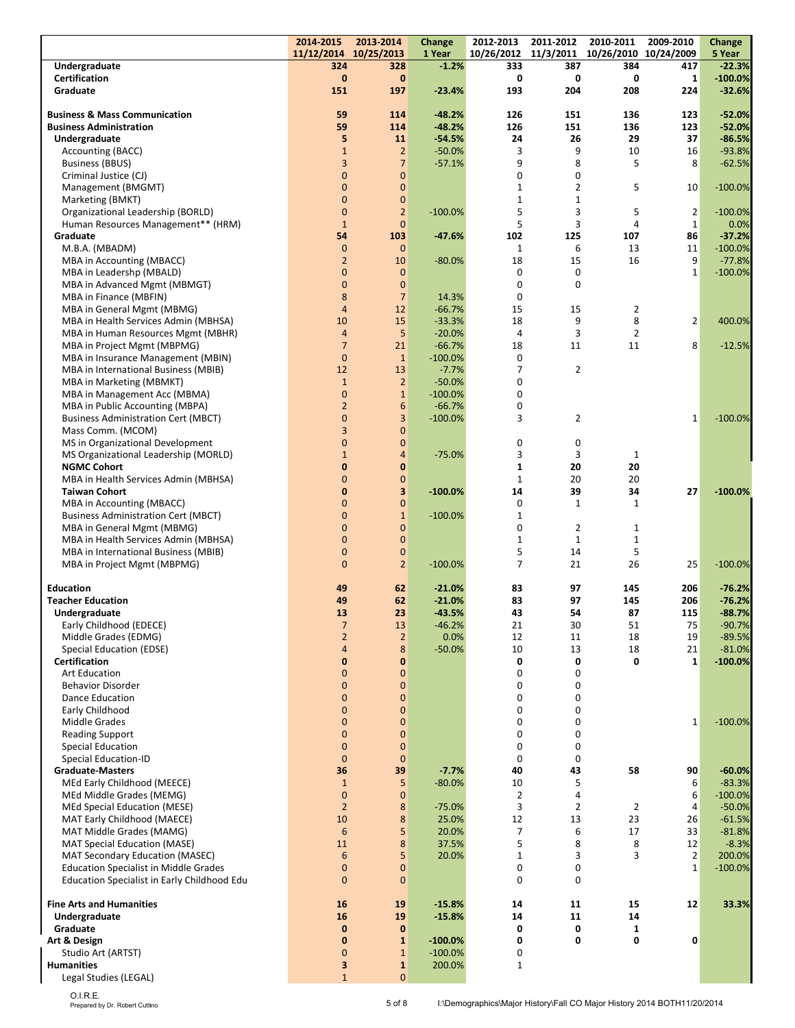| | 2014-2015 11/12/2014 | 2013-2014 10/25/2013 | Change 1 Year | 2012-2013 10/26/2012 | 2011-2012 11/3/2011 | 2010-2011 10/26/2010 | 2009-2010 10/24/2009 | Change 5 Year |
|---|---|---|---|---|---|---|---|---|
| **Undergraduate** | **324** | **328** | **-1.2%** | **333** | **387** | **384** | **417** | **-22.3%** |
| **Certification** | **0** | **0** | | **0** | **0** | **0** | **1** | **-100.0%** |
| **Graduate** | **151** | **197** | **-23.4%** | **193** | **204** | **208** | **224** | **-32.6%** |
| | | | | | | | | |
| **Business & Mass Communication** | **59** | **114** | **-48.2%** | **126** | **151** | **136** | **123** | **-52.0%** |
| **Business Administration** | **59** | **114** | **-48.2%** | **126** | **151** | **136** | **123** | **-52.0%** |
| **Undergraduate** | **5** | **11** | **-54.5%** | **24** | **26** | **29** | **37** | **-86.5%** |
| Accounting (BACC) | 1 | 2 | -50.0% | 3 | 9 | 10 | 16 | -93.8% |
| Business (BBUS) | 3 | 7 | -57.1% | 9 | 8 | 5 | 8 | -62.5% |
| Criminal Justice (CJ) | 0 | 0 | | 0 | 0 | | | |
| Management (BMGMT) | 0 | 0 | | 1 | 2 | 5 | 10 | -100.0% |
| Marketing (BMKT) | 0 | 0 | | 1 | 1 | | | |
| Organizational Leadership (BORLD) | 0 | 2 | -100.0% | 5 | 3 | 5 | 2 | -100.0% |
| Human Resources Management** (HRM) | 1 | 0 | | 5 | 3 | 4 | 1 | 0.0% |
| **Graduate** | **54** | **103** | **-47.6%** | **102** | **125** | **107** | **86** | **-37.2%** |
| M.B.A. (MBADM) | 0 | 0 | | 1 | 6 | 13 | 11 | -100.0% |
| MBA in Accounting (MBACC) | 2 | 10 | -80.0% | 18 | 15 | 16 | 9 | -77.8% |
| MBA in Leadershp (MBALD) | 0 | 0 | | 0 | 0 | | 1 | -100.0% |
| MBA in Advanced Mgmt (MBMGT) | 0 | 0 | | 0 | 0 | | | |
| MBA in Finance (MBFIN) | 8 | 7 | 14.3% | 0 | | | | |
| MBA in General Mgmt (MBMG) | 4 | 12 | -66.7% | 15 | 15 | 2 | | |
| MBA in Health Services Admin (MBHSA) | 10 | 15 | -33.3% | 18 | 9 | 8 | 2 | 400.0% |
| MBA in Human Resources Mgmt (MBHR) | 4 | 5 | -20.0% | 4 | 3 | 2 | | |
| MBA in Project Mgmt (MBPMG) | 7 | 21 | -66.7% | 18 | 11 | 11 | 8 | -12.5% |
| MBA in Insurance Management (MBIN) | 0 | 1 | -100.0% | 0 | | | | |
| MBA in International Business (MBIB) | 12 | 13 | -7.7% | 7 | 2 | | | |
| MBA in Marketing (MBMKT) | 1 | 2 | -50.0% | 0 | | | | |
| MBA in Management Acc (MBMA) | 0 | 1 | -100.0% | 0 | | | | |
| MBA in Public Accounting (MBPA) | 2 | 6 | -66.7% | 0 | | | | |
| Business Administration Cert (MBCT) | 0 | 3 | -100.0% | 3 | 2 | | 1 | -100.0% |
| Mass Comm. (MCOM) | 3 | 0 | | | | | | |
| MS in Organizational Development | 0 | 0 | | 0 | 0 | | | |
| MS Organizational Leadership (MORLD) | 1 | 4 | -75.0% | 3 | 3 | 1 | | |
| **NGMC Cohort** | **0** | **0** | | **1** | **20** | **20** | | |
| MBA in Health Services Admin (MBHSA) | 0 | 0 | | 1 | 20 | 20 | | |
| **Taiwan Cohort** | **0** | **3** | **-100.0%** | **14** | **39** | **34** | **27** | **-100.0%** |
| MBA in Accounting (MBACC) | 0 | 0 | | 0 | 1 | 1 | | |
| Business Administration Cert (MBCT) | 0 | 1 | -100.0% | 1 | | | | |
| MBA in General Mgmt (MBMG) | 0 | 0 | | 0 | 2 | 1 | | |
| MBA in Health Services Admin (MBHSA) | 0 | 0 | | 1 | 1 | 1 | | |
| MBA in International Business (MBIB) | 0 | 0 | | 5 | 14 | 5 | | |
| MBA in Project Mgmt (MBPMG) | 0 | 2 | -100.0% | 7 | 21 | 26 | 25 | -100.0% |
| | | | | | | | | |
| **Education** | **49** | **62** | **-21.0%** | **83** | **97** | **145** | **206** | **-76.2%** |
| **Teacher Education** | **49** | **62** | **-21.0%** | **83** | **97** | **145** | **206** | **-76.2%** |
| **Undergraduate** | **13** | **23** | **-43.5%** | **43** | **54** | **87** | **115** | **-88.7%** |
| Early Childhood (EDECE) | 7 | 13 | -46.2% | 21 | 30 | 51 | 75 | -90.7% |
| Middle Grades (EDMG) | 2 | 2 | 0.0% | 12 | 11 | 18 | 19 | -89.5% |
| Special Education (EDSE) | 4 | 8 | -50.0% | 10 | 13 | 18 | 21 | -81.0% |
| **Certification** | **0** | **0** | | **0** | **0** | **0** | **1** | **-100.0%** |
| Art Education | 0 | 0 | | 0 | 0 | | | |
| Behavior Disorder | 0 | 0 | | 0 | 0 | | | |
| Dance Education | 0 | 0 | | 0 | 0 | | | |
| Early Childhood | 0 | 0 | | 0 | 0 | | | |
| Middle Grades | 0 | 0 | | 0 | 0 | | 1 | -100.0% |
| Reading Support | 0 | 0 | | 0 | 0 | | | |
| Special Education | 0 | 0 | | 0 | 0 | | | |
| Special Education-ID | 0 | 0 | | 0 | 0 | | | |
| **Graduate-Masters** | **36** | **39** | **-7.7%** | **40** | **43** | **58** | **90** | **-60.0%** |
| MEd Early Childhood (MEECE) | 1 | 5 | -80.0% | 10 | 5 | | 6 | -83.3% |
| MEd Middle Grades (MEMG) | 0 | 0 | | 2 | 4 | | 6 | -100.0% |
| MEd Special Education (MESE) | 2 | 8 | -75.0% | 3 | 2 | 2 | 4 | -50.0% |
| MAT Early Childhood (MAECE) | 10 | 8 | 25.0% | 12 | 13 | 23 | 26 | -61.5% |
| MAT Middle Grades (MAMG) | 6 | 5 | 20.0% | 7 | 6 | 17 | 33 | -81.8% |
| MAT Special Education (MASE) | 11 | 8 | 37.5% | 5 | 8 | 8 | 12 | -8.3% |
| MAT Secondary Education (MASEC) | 6 | 5 | 20.0% | 1 | 3 | 3 | 2 | 200.0% |
| Education Specialist in Middle Grades | 0 | 0 | | 0 | 0 | | 1 | -100.0% |
| Education Specialist in Early Childhood Edu | 0 | 0 | | 0 | 0 | | | |
| | | | | | | | | |
| **Fine Arts and Humanities** | **16** | **19** | **-15.8%** | **14** | **11** | **15** | **12** | **33.3%** |
| **Undergraduate** | **16** | **19** | **-15.8%** | **14** | **11** | **14** | | |
| **Graduate** | **0** | **0** | | **0** | **0** | **1** | | |
| **Art & Design** | **0** | **1** | **-100.0%** | **0** | **0** | **0** | **0** | |
| Studio Art (ARTST) | 0 | 1 | -100.0% | 0 | | | | |
| **Humanities** | **3** | **1** | **200.0%** | 1 | | | | |
| Legal Studies (LEGAL) | 1 | 0 | | | | | | |

O.I.R.E.
Prepared by Dr. Robert Cuttino

I:\Demographics\Major History\Fall CO Major History 2014 BOTH11/20/2014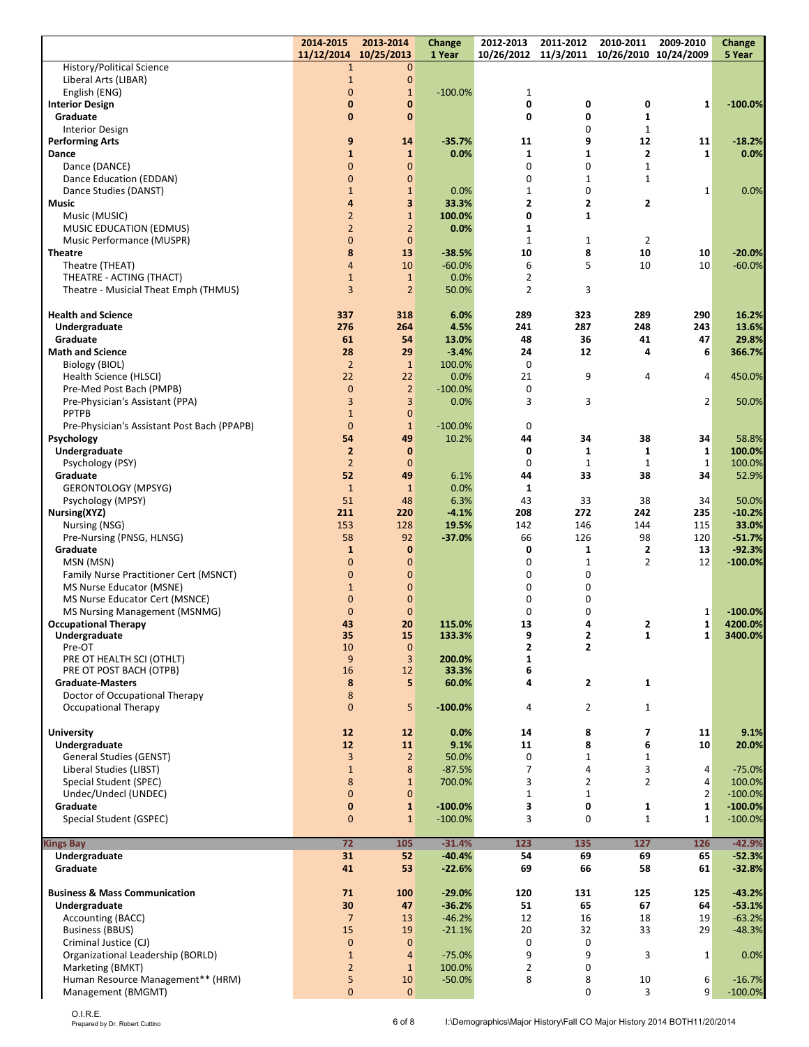| | 2014-2015 11/12/2014 | 2013-2014 10/25/2013 | Change 1 Year | 2012-2013 10/26/2012 | 2011-2012 11/3/2011 | 2010-2011 10/26/2010 | 2009-2010 10/24/2009 | Change 5 Year |
|---|---|---|---|---|---|---|---|---|
| History/Political Science | 1 | 0 | | | | | | |
| Liberal Arts (LIBAR) | 1 | 0 | | | | | | |
| English (ENG) | 0 | 1 | -100.0% | 1 | | | | |
| **Interior Design** | **0** | **0** | | **0** | **0** | **0** | **1** | **-100.0%** |
| **Graduate** | **0** | **0** | | **0** | **0** | **1** | | |
| Interior Design | | | | | 0 | 1 | | |
| **Performing Arts** | **9** | **14** | **-35.7%** | **11** | **9** | **12** | **11** | **-18.2%** |
| **Dance** | **1** | **1** | **0.0%** | **1** | **1** | **2** | **1** | **0.0%** |
| Dance (DANCE) | 0 | 0 | | 0 | 0 | 1 | | |
| Dance Education (EDDAN) | 0 | 0 | | 0 | 1 | 1 | | |
| Dance Studies (DANST) | 1 | 1 | 0.0% | 1 | 0 | | 1 | 0.0% |
| **Music** | **4** | **3** | **33.3%** | **2** | **2** | **2** | | |
| Music (MUSIC) | 2 | 1 | **100.0%** | **0** | **1** | | | |
| MUSIC EDUCATION (EDMUS) | 2 | 2 | **0.0%** | **1** | | | | |
| Music Performance (MUSPR) | 0 | 0 | | 1 | 1 | 2 | | |
| **Theatre** | **8** | **13** | **-38.5%** | **10** | **8** | **10** | **10** | **-20.0%** |
| Theatre (THEAT) | 4 | 10 | -60.0% | 6 | 5 | 10 | 10 | -60.0% |
| THEATRE - ACTING (THACT) | 1 | 1 | 0.0% | 2 | | | | |
| Theatre - Musicial Theat Emph (THMUS) | 3 | 2 | 50.0% | 2 | 3 | | | |
| | | | | | | | | |
| **Health and Science** | **337** | **318** | **6.0%** | **289** | **323** | **289** | **290** | **16.2%** |
| **Undergraduate** | **276** | **264** | **4.5%** | **241** | **287** | **248** | **243** | **13.6%** |
| **Graduate** | **61** | **54** | **13.0%** | **48** | **36** | **41** | **47** | **29.8%** |
| **Math and Science** | **28** | **29** | **-3.4%** | **24** | **12** | **4** | **6** | **366.7%** |
| Biology (BIOL) | 2 | 1 | 100.0% | 0 | | | | |
| Health Science (HLSCI) | 22 | 22 | 0.0% | 21 | 9 | 4 | 4 | 450.0% |
| Pre-Med Post Bach (PMPB) | 0 | 2 | -100.0% | 0 | | | | |
| Pre-Physician's Assistant (PPA) | 3 | 3 | 0.0% | 3 | 3 | | 2 | 50.0% |
| PPTPB | 1 | 0 | | | | | | |
| Pre-Physician's Assistant Post Bach (PPAPB) | 0 | 1 | -100.0% | 0 | | | | |
| **Psychology** | **54** | **49** | 10.2% | **44** | **34** | **38** | **34** | 58.8% |
| **Undergraduate** | **2** | **0** | | **0** | **1** | **1** | **1** | **100.0%** |
| Psychology (PSY) | 2 | 0 | | 0 | 1 | 1 | 1 | 100.0% |
| **Graduate** | **52** | **49** | 6.1% | **44** | **33** | **38** | **34** | 52.9% |
| GERONTOLOGY (MPSYG) | 1 | 1 | 0.0% | **1** | | | | |
| Psychology (MPSY) | 51 | 48 | 6.3% | 43 | 33 | 38 | 34 | 50.0% |
| **Nursing(XYZ)** | **211** | **220** | **-4.1%** | **208** | **272** | **242** | **235** | **-10.2%** |
| Nursing (NSG) | 153 | 128 | **19.5%** | 142 | 146 | 144 | 115 | **33.0%** |
| Pre-Nursing (PNSG, HLNSG) | 58 | 92 | **-37.0%** | 66 | 126 | 98 | 120 | **-51.7%** |
| **Graduate** | **1** | **0** | | **0** | **1** | **2** | **13** | **-92.3%** |
| MSN (MSN) | 0 | 0 | | 0 | 1 | 2 | 12 | **-100.0%** |
| Family Nurse Practitioner Cert (MSNCT) | 0 | 0 | | 0 | 0 | | | |
| MS Nurse Educator (MSNE) | 1 | 0 | | 0 | 0 | | | |
| MS Nurse Educator Cert (MSNCE) | 0 | 0 | | 0 | 0 | | | |
| MS Nursing Management (MSNMG) | 0 | 0 | | 0 | 0 | | 1 | **-100.0%** |
| **Occupational Therapy** | **43** | **20** | **115.0%** | **13** | **4** | **2** | **1** | **4200.0%** |
| **Undergraduate** | **35** | **15** | **133.3%** | **9** | **2** | **1** | **1** | **3400.0%** |
| Pre-OT | 10 | 0 | | **2** | **2** | | | |
| PRE OT HEALTH SCI (OTHLT) | 9 | 3 | **200.0%** | **1** | | | | |
| PRE OT POST BACH (OTPB) | 16 | 12 | **33.3%** | **6** | | | | |
| **Graduate-Masters** | **8** | **5** | **60.0%** | **4** | **2** | **1** | | |
| Doctor of Occupational Therapy | 8 | | | | | | | |
| Occupational Therapy | 0 | 5 | **-100.0%** | 4 | 2 | 1 | | |
| | | | | | | | | |
| **University** | **12** | **12** | **0.0%** | **14** | **8** | **7** | **11** | **9.1%** |
| **Undergraduate** | **12** | **11** | **9.1%** | **11** | **8** | **6** | **10** | **20.0%** |
| General Studies (GENST) | 3 | 2 | 50.0% | 0 | 1 | 1 | | |
| Liberal Studies (LIBST) | 1 | 8 | -87.5% | 7 | 4 | 3 | 4 | -75.0% |
| Special Student (SPEC) | 8 | 1 | 700.0% | 3 | 2 | 2 | 4 | 100.0% |
| Undec/Undecl (UNDEC) | 0 | 0 | | 1 | 1 | | 2 | -100.0% |
| **Graduate** | **0** | **1** | **-100.0%** | **3** | **0** | **1** | **1** | **-100.0%** |
| Special Student (GSPEC) | 0 | 1 | -100.0% | 3 | 0 | 1 | 1 | -100.0% |
| | | | | | | | | |
| **Kings Bay** | **72** | **105** | **-31.4%** | **123** | **135** | **127** | **126** | **-42.9%** |
| **Undergraduate** | **31** | **52** | **-40.4%** | **54** | **69** | **69** | **65** | **-52.3%** |
| **Graduate** | **41** | **53** | **-22.6%** | **69** | **66** | **58** | **61** | **-32.8%** |
| | | | | | | | | |
| **Business & Mass Communication** | **71** | **100** | **-29.0%** | **120** | **131** | **125** | **125** | **-43.2%** |
| **Undergraduate** | **30** | **47** | **-36.2%** | **51** | **65** | **67** | **64** | **-53.1%** |
| Accounting (BACC) | 7 | 13 | -46.2% | 12 | 16 | 18 | 19 | -63.2% |
| Business (BBUS) | 15 | 19 | -21.1% | 20 | 32 | 33 | 29 | -48.3% |
| Criminal Justice (CJ) | 0 | 0 | | 0 | 0 | | | |
| Organizational Leadership (BORLD) | 1 | 4 | -75.0% | 9 | 9 | 3 | 1 | 0.0% |
| Marketing (BMKT) | 2 | 1 | 100.0% | 2 | 0 | | | |
| Human Resource Management** (HRM) | 5 | 10 | -50.0% | 8 | 8 | 10 | 6 | -16.7% |
| Management (BMGMT) | 0 | 0 | | | 0 | 3 | 9 | -100.0% |

O.I.R.E.
Prepared by Dr. Robert Cuttino

I:\Demographics\Major History\Fall CO Major History 2014 BOTH11/20/2014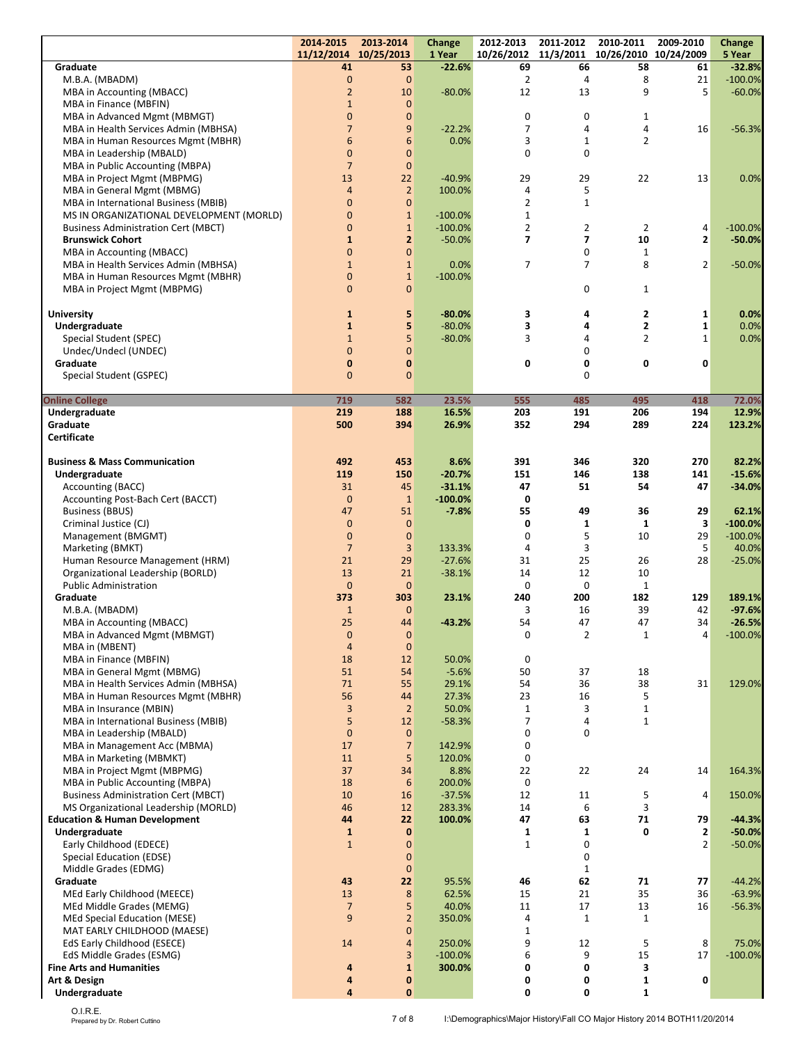| | 2014-2015 11/12/2014 | 2013-2014 10/25/2013 | Change 1 Year | 2012-2013 10/26/2012 | 2011-2012 11/3/2011 | 2010-2011 10/26/2010 | 2009-2010 10/24/2009 | Change 5 Year |
|---|---|---|---|---|---|---|---|---|
| **Graduate** | **41** | **53** | **-22.6%** | **69** | **66** | **58** | **61** | **-32.8%** |
| M.B.A. (MBADM) | 0 | 0 | | 2 | 4 | 8 | 21 | -100.0% |
| MBA in Accounting (MBACC) | 2 | 10 | -80.0% | 12 | 13 | 9 | 5 | -60.0% |
| MBA in Finance (MBFIN) | 1 | 0 | | | | | | |
| MBA in Advanced Mgmt (MBMGT) | 0 | 0 | | 0 | 0 | 1 | | |
| MBA in Health Services Admin (MBHSA) | 7 | 9 | -22.2% | 7 | 4 | 4 | 16 | -56.3% |
| MBA in Human Resources Mgmt (MBHR) | 6 | 6 | 0.0% | 3 | 1 | 2 | | |
| MBA in Leadership (MBALD) | 0 | 0 | | 0 | 0 | | | |
| MBA in Public Accounting (MBPA) | 7 | 0 | | | | | | |
| MBA in Project Mgmt (MBPMG) | 13 | 22 | -40.9% | 29 | 29 | 22 | 13 | 0.0% |
| MBA in General Mgmt (MBMG) | 4 | 2 | 100.0% | 4 | 5 | | | |
| MBA in International Business (MBIB) | 0 | 0 | | 2 | 1 | | | |
| MS IN ORGANIZATIONAL DEVELOPMENT (MORLD) | 0 | 1 | -100.0% | 1 | | | | |
| Business Administration Cert (MBCT) | 0 | 1 | -100.0% | 2 | 2 | 2 | 4 | -100.0% |
| **Brunswick Cohort** | **1** | **2** | **-50.0%** | **7** | **7** | **10** | **2** | **-50.0%** |
| MBA in Accounting (MBACC) | 0 | 0 | | | 0 | 1 | | |
| MBA in Health Services Admin (MBHSA) | 1 | 1 | 0.0% | 7 | 7 | 8 | 2 | -50.0% |
| MBA in Human Resources Mgmt (MBHR) | 0 | 1 | -100.0% | | | | | |
| MBA in Project Mgmt (MBPMG) | 0 | 0 | | | 0 | 1 | | |
| | | | | | | | | |
| **University** | **1** | **5** | **-80.0%** | **3** | **4** | **2** | **1** | **0.0%** |
| **Undergraduate** | **1** | **5** | -80.0% | **3** | **4** | **2** | **1** | 0.0% |
| Special Student (SPEC) | 1 | 5 | -80.0% | 3 | 4 | 2 | 1 | 0.0% |
| Undec/Undecl (UNDEC) | 0 | 0 | | | 0 | | | |
| **Graduate** | **0** | **0** | | **0** | **0** | **0** | **0** | |
| Special Student (GSPEC) | 0 | 0 | | | 0 | | | |
| | | | | | | | | |
| **Online College** | **719** | **582** | **23.5%** | **555** | **485** | **495** | **418** | **72.0%** |
| **Undergraduate** | **219** | **188** | 16.5% | **203** | **191** | **206** | **194** | 12.9% |
| **Graduate** | **500** | **394** | 26.9% | **352** | **294** | **289** | **224** | 123.2% |
| **Certificate** | | | | | | | | |
| | | | | | | | | |
| **Business & Mass Communication** | **492** | **453** | **8.6%** | **391** | **346** | **320** | **270** | **82.2%** |
| **Undergraduate** | **119** | **150** | **-20.7%** | **151** | **146** | **138** | **141** | **-15.6%** |
| Accounting (BACC) | 31 | 45 | **-31.1%** | **47** | **51** | **54** | **47** | **-34.0%** |
| Accounting Post-Bach Cert (BACCT) | 0 | 1 | **-100.0%** | **0** | | | | |
| Business (BBUS) | 47 | 51 | **-7.8%** | **55** | **49** | **36** | **29** | **62.1%** |
| Criminal Justice (CJ) | 0 | 0 | | **0** | **1** | **1** | **3** | **-100.0%** |
| Management (BMGMT) | 0 | 0 | | 0 | 5 | 10 | 29 | -100.0% |
| Marketing (BMKT) | 7 | 3 | 133.3% | 4 | 3 | | 5 | 40.0% |
| Human Resource Management (HRM) | 21 | 29 | -27.6% | 31 | 25 | 26 | 28 | -25.0% |
| Organizational Leadership (BORLD) | 13 | 21 | -38.1% | 14 | 12 | 10 | | |
| Public Administration | 0 | 0 | | 0 | 0 | 1 | | |
| **Graduate** | **373** | **303** | **23.1%** | **240** | **200** | **182** | **129** | **189.1%** |
| M.B.A. (MBADM) | 1 | 0 | | 3 | 16 | 39 | 42 | **-97.6%** |
| MBA in Accounting (MBACC) | 25 | 44 | **-43.2%** | 54 | 47 | 47 | 34 | -26.5% |
| MBA in Advanced Mgmt (MBMGT) | 0 | 0 | | 0 | 2 | 1 | 4 | -100.0% |
| MBA in (MBENT) | 4 | 0 | | | | | | |
| MBA in Finance (MBFIN) | 18 | 12 | 50.0% | 0 | | | | |
| MBA in General Mgmt (MBMG) | 51 | 54 | -5.6% | 50 | 37 | 18 | | |
| MBA in Health Services Admin (MBHSA) | 71 | 55 | 29.1% | 54 | 36 | 38 | 31 | 129.0% |
| MBA in Human Resources Mgmt (MBHR) | 56 | 44 | 27.3% | 23 | 16 | 5 | | |
| MBA in Insurance (MBIN) | 3 | 2 | 50.0% | 1 | 3 | 1 | | |
| MBA in International Business (MBIB) | 5 | 12 | -58.3% | 7 | 4 | 1 | | |
| MBA in Leadership (MBALD) | 0 | 0 | | 0 | 0 | | | |
| MBA in Management Acc (MBMA) | 17 | 7 | 142.9% | 0 | | | | |
| MBA in Marketing (MBMKT) | 11 | 5 | 120.0% | 0 | | | | |
| MBA in Project Mgmt (MBPMG) | 37 | 34 | 8.8% | 22 | 22 | 24 | 14 | 164.3% |
| MBA in Public Accounting (MBPA) | 18 | 6 | 200.0% | 0 | | | | |
| Business Administration Cert (MBCT) | 10 | 16 | -37.5% | 12 | 11 | 5 | 4 | 150.0% |
| MS Organizational Leadership (MORLD) | 46 | 12 | 283.3% | 14 | 6 | 3 | | |
| **Education & Human Development** | **44** | **22** | **100.0%** | **47** | **63** | **71** | **79** | **-44.3%** |
| **Undergraduate** | **1** | **0** | | **1** | **1** | **0** | **2** | **-50.0%** |
| Early Childhood (EDECE) | 1 | 0 | | 1 | 0 | | 2 | -50.0% |
| Special Education (EDSE) | | 0 | | | 0 | | | |
| Middle Grades (EDMG) | | 0 | | | 1 | | | |
| **Graduate** | **43** | **22** | 95.5% | **46** | **62** | **71** | **77** | -44.2% |
| MEd Early Childhood (MEECE) | 13 | 8 | 62.5% | 15 | 21 | 35 | 36 | -63.9% |
| MEd Middle Grades (MEMG) | 7 | 5 | 40.0% | 11 | 17 | 13 | 16 | -56.3% |
| MEd Special Education (MESE) | 9 | 2 | 350.0% | 4 | 1 | 1 | | |
| MAT EARLY CHILDHOOD (MAESE) | | 0 | | 1 | | | | |
| EdS Early Childhood (ESECE) | 14 | 4 | 250.0% | 9 | 12 | 5 | 8 | 75.0% |
| EdS Middle Grades (ESMG) | | 3 | -100.0% | 6 | 9 | 15 | 17 | -100.0% |
| **Fine Arts and Humanities** | **4** | **1** | **300.0%** | **0** | **0** | **3** | | |
| **Art & Design** | **4** | **0** | | **0** | **0** | **1** | **0** | |
| **Undergraduate** | **4** | **0** | | **0** | **0** | **1** | | |

O.I.R.E.
Prepared by Dr. Robert Cuttino

I:\Demographics\Major History\Fall CO Major History 2014 BOTH11/20/2014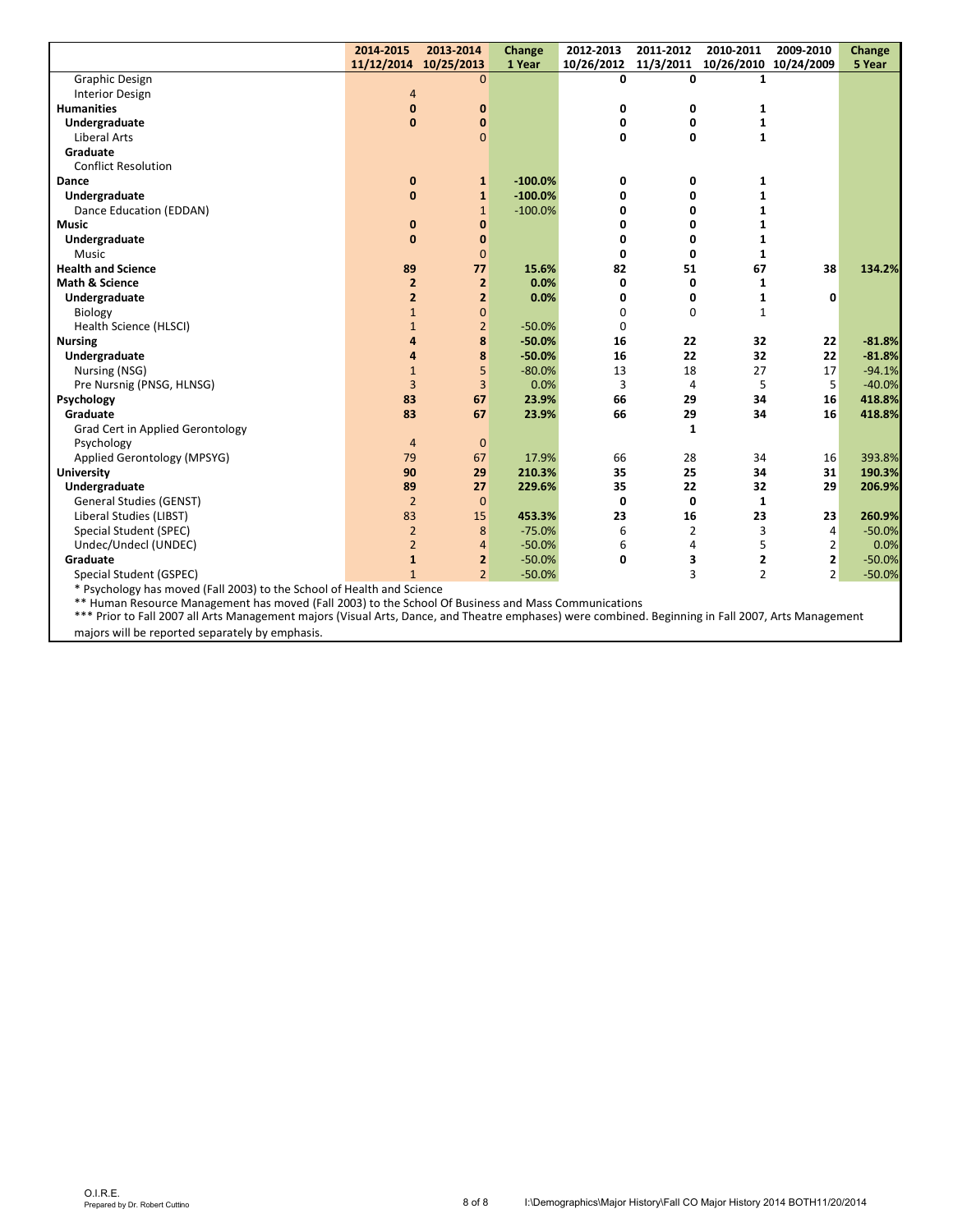| | 2014-2015 11/12/2014 | 2013-2014 10/25/2013 | Change 1 Year | 2012-2013 10/26/2012 | 2011-2012 11/3/2011 | 2010-2011 10/26/2010 | 2009-2010 10/24/2009 | Change 5 Year |
|---|---|---|---|---|---|---|---|---|
| Graphic Design | | 0 | | 0 | 0 | 1 | | |
| Interior Design | 4 | | | | | | | |
| **Humanities** | **0** | **0** | | **0** | **0** | **1** | | |
| **Undergraduate** | **0** | **0** | | **0** | **0** | **1** | | |
| Liberal Arts | | 0 | | 0 | 0 | 1 | | |
| **Graduate** | | | | | | | | |
| Conflict Resolution | | | | | | | | |
| **Dance** | **0** | **1** | **-100.0%** | **0** | **0** | **1** | | |
| **Undergraduate** | **0** | **1** | **-100.0%** | **0** | **0** | **1** | | |
| Dance Education (EDDAN) | | 1 | -100.0% | 0 | 0 | 1 | | |
| **Music** | **0** | **0** | | **0** | **0** | **1** | | |
| **Undergraduate** | **0** | **0** | | **0** | **0** | **1** | | |
| Music | | 0 | | 0 | 0 | 1 | | |
| **Health and Science** | **89** | **77** | **15.6%** | **82** | **51** | **67** | **38** | **134.2%** |
| **Math & Science** | **2** | **2** | **0.0%** | **0** | **0** | **1** | | |
| **Undergraduate** | **2** | **2** | **0.0%** | **0** | **0** | **1** | **0** | |
| Biology | 1 | 0 | | 0 | 0 | 1 | | |
| Health Science (HLSCI) | 1 | 2 | -50.0% | 0 | | | | |
| **Nursing** | **4** | **8** | **-50.0%** | **16** | **22** | **32** | **22** | **-81.8%** |
| **Undergraduate** | **4** | **8** | **-50.0%** | **16** | **22** | **32** | **22** | **-81.8%** |
| Nursing (NSG) | 1 | 5 | -80.0% | 13 | 18 | 27 | 17 | -94.1% |
| Pre Nursnig (PNSG, HLNSG) | 3 | 3 | 0.0% | 3 | 4 | 5 | 5 | -40.0% |
| **Psychology** | **83** | **67** | **23.9%** | **66** | **29** | **34** | **16** | **418.8%** |
| **Graduate** | **83** | **67** | **23.9%** | **66** | **29** | **34** | **16** | **418.8%** |
| Grad Cert in Applied Gerontology | | | | | 1 | | | |
| Psychology | 4 | 0 | | | | | | |
| Applied Gerontology (MPSYG) | 79 | 67 | 17.9% | 66 | 28 | 34 | 16 | 393.8% |
| **University** | **90** | **29** | **210.3%** | **35** | **25** | **34** | **31** | **190.3%** |
| **Undergraduate** | **89** | **27** | **229.6%** | **35** | **22** | **32** | **29** | **206.9%** |
| General Studies (GENST) | 2 | 0 | | 0 | 0 | 1 | | |
| Liberal Studies (LIBST) | 83 | 15 | 453.3% | 23 | 16 | 23 | 23 | 260.9% |
| Special Student (SPEC) | 2 | 8 | -75.0% | 6 | 2 | 3 | 4 | -50.0% |
| Undec/Undecl (UNDEC) | 2 | 4 | -50.0% | 6 | 4 | 5 | 2 | 0.0% |
| **Graduate** | **1** | **2** | **-50.0%** | **0** | **3** | **2** | **2** | **-50.0%** |
| Special Student (GSPEC) | 1 | 2 | -50.0% | | 3 | 2 | 2 | -50.0% |

* Psychology has moved (Fall 2003) to the School of Health and Science

** Human Resource Management has moved (Fall 2003) to the School Of Business and Mass Communications

*** Prior to Fall 2007 all Arts Management majors (Visual Arts, Dance, and Theatre emphases) were combined. Beginning in Fall 2007, Arts Management majors will be reported separately by emphasis.

O.I.R.E.
Prepared by Dr. Robert Cuttino

I:\Demographics\Major History\Fall CO Major History 2014 BOTH11/20/2014